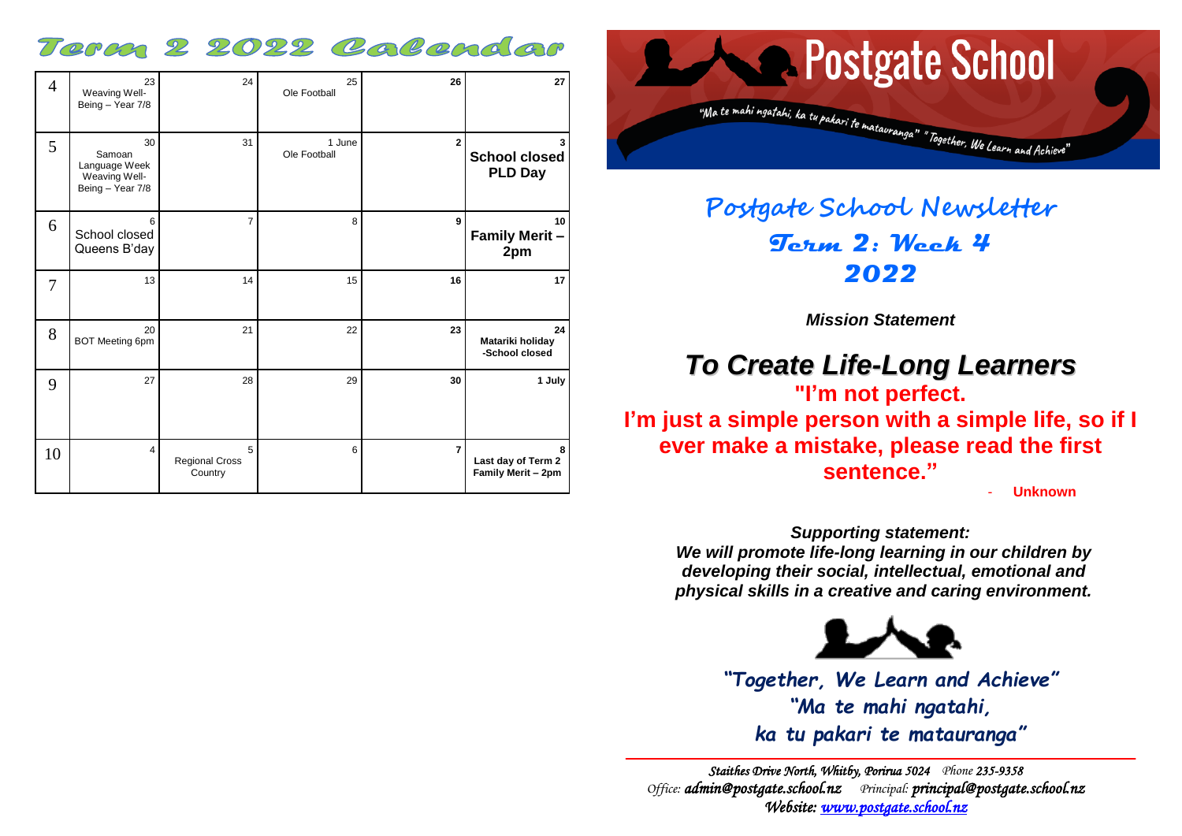# Term 2 2022 Calendar

| | | | | | |
|---|---|---|---|---|---|
| 4 | 23 Weaving Well-Being – Year 7/8 | 24 | 25 Ole Football | 26 | 27 |
| 5 | 30 Samoan Language Week Weaving Well-Being – Year 7/8 | 31 | 1 June Ole Football | 2 | 3 **School closed PLD Day** |
| 6 | 6 School closed Queens B'day | 7 | 8 | 9 | 10 **Family Merit – 2pm** |
| 7 | 13 | 14 | 15 | 16 | 17 |
| 8 | 20 BOT Meeting 6pm | 21 | 22 | 23 | 24 **Matariki holiday -School closed** |
| 9 | 27 | 28 | 29 | 30 | 1 July |
| 10 | 4 | 5 Regional Cross Country | 6 | 7 | 8 **Last day of Term 2 Family Merit – 2pm** |

# Postgate School

"Ma te mahi ngatahi, ka tu pakari te matauranga" "Together, We Learn and Achieve"

## Postgate School Newsletter
## Term 2: Week 4
## 2022

***Mission Statement***

## *To Create Life-Long Learners*

**"I'm not perfect.**
**I'm just a simple person with a simple life, so if I ever make a mistake, please read the first sentence."**

- **Unknown**

***Supporting statement:***
***We will promote life-long learning in our children by developing their social, intellectual, emotional and physical skills in a creative and caring environment.***

***"Together, We Learn and Achieve"***
***"Ma te mahi ngatahi,***
***ka tu pakari te matauranga"***

*Staithes Drive North, Whitby, Porirua 5024 Phone 235-9358*
*Office: **admin@postgate.school.nz** Principal: **principal@postgate.school.nz***
*Website: www.postgate.school.nz*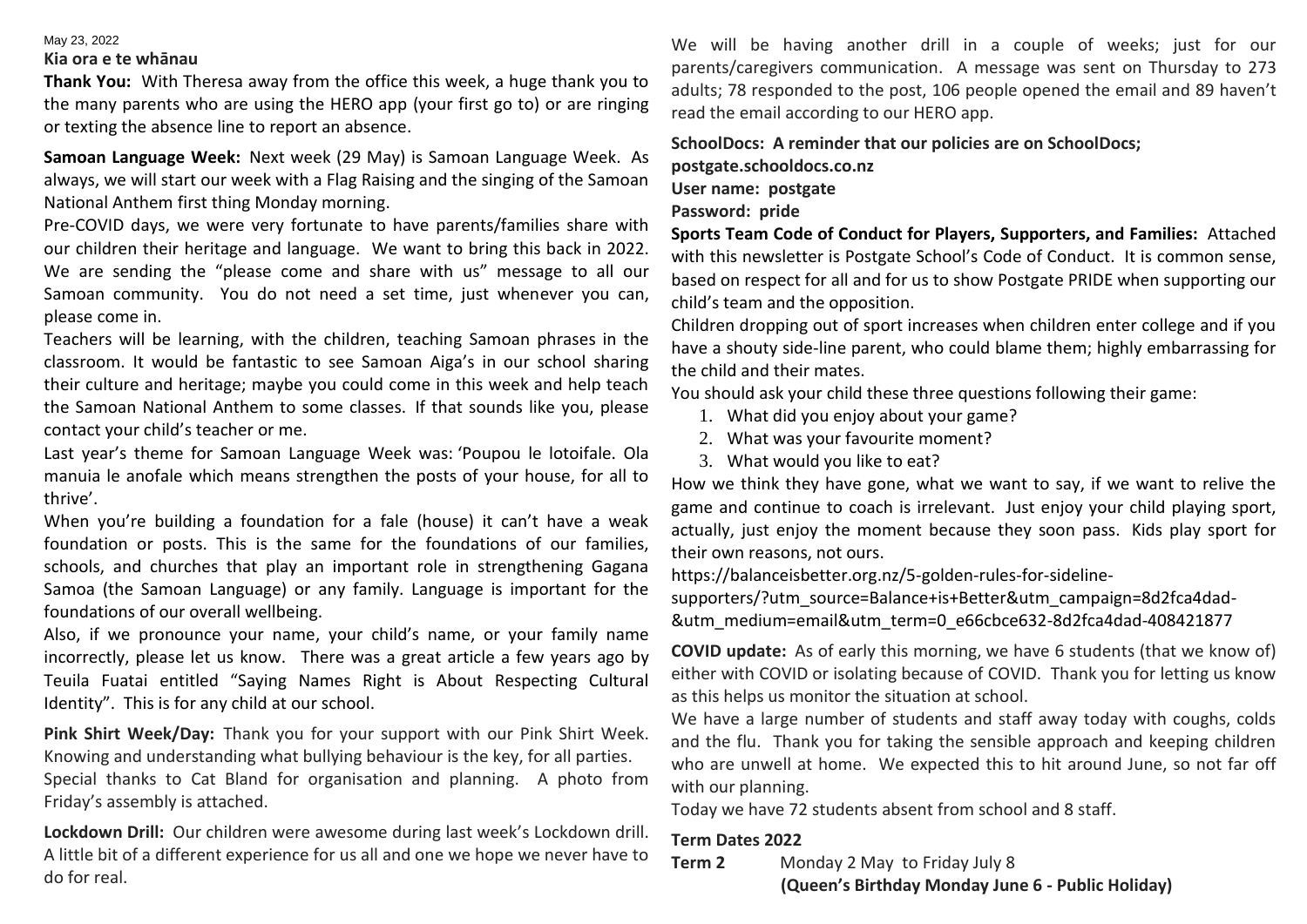May 23, 2022

**Kia ora e te whānau**

**Thank You:** With Theresa away from the office this week, a huge thank you to the many parents who are using the HERO app (your first go to) or are ringing or texting the absence line to report an absence.

**Samoan Language Week:** Next week (29 May) is Samoan Language Week. As always, we will start our week with a Flag Raising and the singing of the Samoan National Anthem first thing Monday morning.

Pre-COVID days, we were very fortunate to have parents/families share with our children their heritage and language. We want to bring this back in 2022. We are sending the "please come and share with us" message to all our Samoan community. You do not need a set time, just whenever you can, please come in.

Teachers will be learning, with the children, teaching Samoan phrases in the classroom. It would be fantastic to see Samoan Aiga's in our school sharing their culture and heritage; maybe you could come in this week and help teach the Samoan National Anthem to some classes. If that sounds like you, please contact your child's teacher or me.

Last year's theme for Samoan Language Week was: 'Poupou le lotoifale. Ola manuia le anofale which means strengthen the posts of your house, for all to thrive'.

When you're building a foundation for a fale (house) it can't have a weak foundation or posts. This is the same for the foundations of our families, schools, and churches that play an important role in strengthening Gagana Samoa (the Samoan Language) or any family. Language is important for the foundations of our overall wellbeing.

Also, if we pronounce your name, your child's name, or your family name incorrectly, please let us know. There was a great article a few years ago by Teuila Fuatai entitled "Saying Names Right is About Respecting Cultural Identity". This is for any child at our school.

**Pink Shirt Week/Day:** Thank you for your support with our Pink Shirt Week. Knowing and understanding what bullying behaviour is the key, for all parties.

Special thanks to Cat Bland for organisation and planning. A photo from Friday's assembly is attached.

**Lockdown Drill:** Our children were awesome during last week's Lockdown drill. A little bit of a different experience for us all and one we hope we never have to do for real.

We will be having another drill in a couple of weeks; just for our parents/caregivers communication. A message was sent on Thursday to 273 adults; 78 responded to the post, 106 people opened the email and 89 haven't read the email according to our HERO app.

**SchoolDocs: A reminder that our policies are on SchoolDocs;**
**postgate.schooldocs.co.nz**
**User name: postgate**
**Password: pride**

**Sports Team Code of Conduct for Players, Supporters, and Families:** Attached with this newsletter is Postgate School's Code of Conduct. It is common sense, based on respect for all and for us to show Postgate PRIDE when supporting our child's team and the opposition.

Children dropping out of sport increases when children enter college and if you have a shouty side-line parent, who could blame them; highly embarrassing for the child and their mates.

You should ask your child these three questions following their game:

1. What did you enjoy about your game?
2. What was your favourite moment?
3. What would you like to eat?

How we think they have gone, what we want to say, if we want to relive the game and continue to coach is irrelevant. Just enjoy your child playing sport, actually, just enjoy the moment because they soon pass. Kids play sport for their own reasons, not ours.

https://balanceisbetter.org.nz/5-golden-rules-for-sideline-supporters/?utm_source=Balance+is+Better&utm_campaign=8d2fca4dad-&utm_medium=email&utm_term=0_e66cbce632-8d2fca4dad-408421877

**COVID update:** As of early this morning, we have 6 students (that we know of) either with COVID or isolating because of COVID. Thank you for letting us know as this helps us monitor the situation at school.

We have a large number of students and staff away today with coughs, colds and the flu. Thank you for taking the sensible approach and keeping children who are unwell at home. We expected this to hit around June, so not far off with our planning.

Today we have 72 students absent from school and 8 staff.

**Term Dates 2022**

**Term 2** Monday 2 May to Friday July 8
**(Queen's Birthday Monday June 6 - Public Holiday)**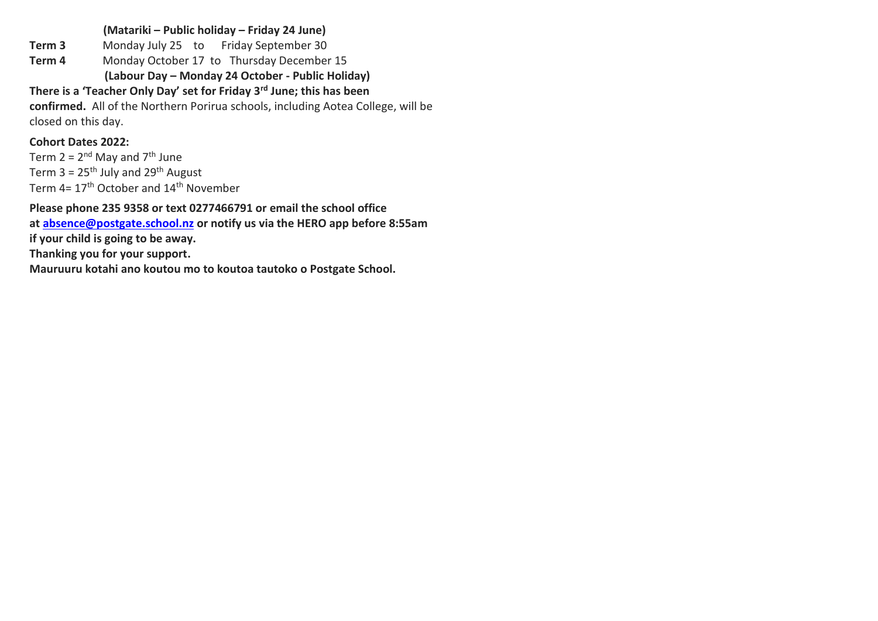**(Matariki – Public holiday – Friday 24 June)**

| | |
|---|---|
| **Term 3** | Monday July 25 to Friday September 30 |
| **Term 4** | Monday October 17 to Thursday December 15 |

**(Labour Day – Monday 24 October - Public Holiday)**

**There is a 'Teacher Only Day' set for Friday 3rd June; this has been confirmed.** All of the Northern Porirua schools, including Aotea College, will be closed on this day.

**Cohort Dates 2022:**

Term 2 = 2nd May and 7th June
Term 3 = 25th July and 29th August
Term 4= 17th October and 14th November

**Please phone 235 9358 or text 0277466791 or email the school office at absence@postgate.school.nz or notify us via the HERO app before 8:55am if your child is going to be away.**

**Thanking you for your support.**

**Mauruuru kotahi ano koutou mo to koutoa tautoko o Postgate School.**